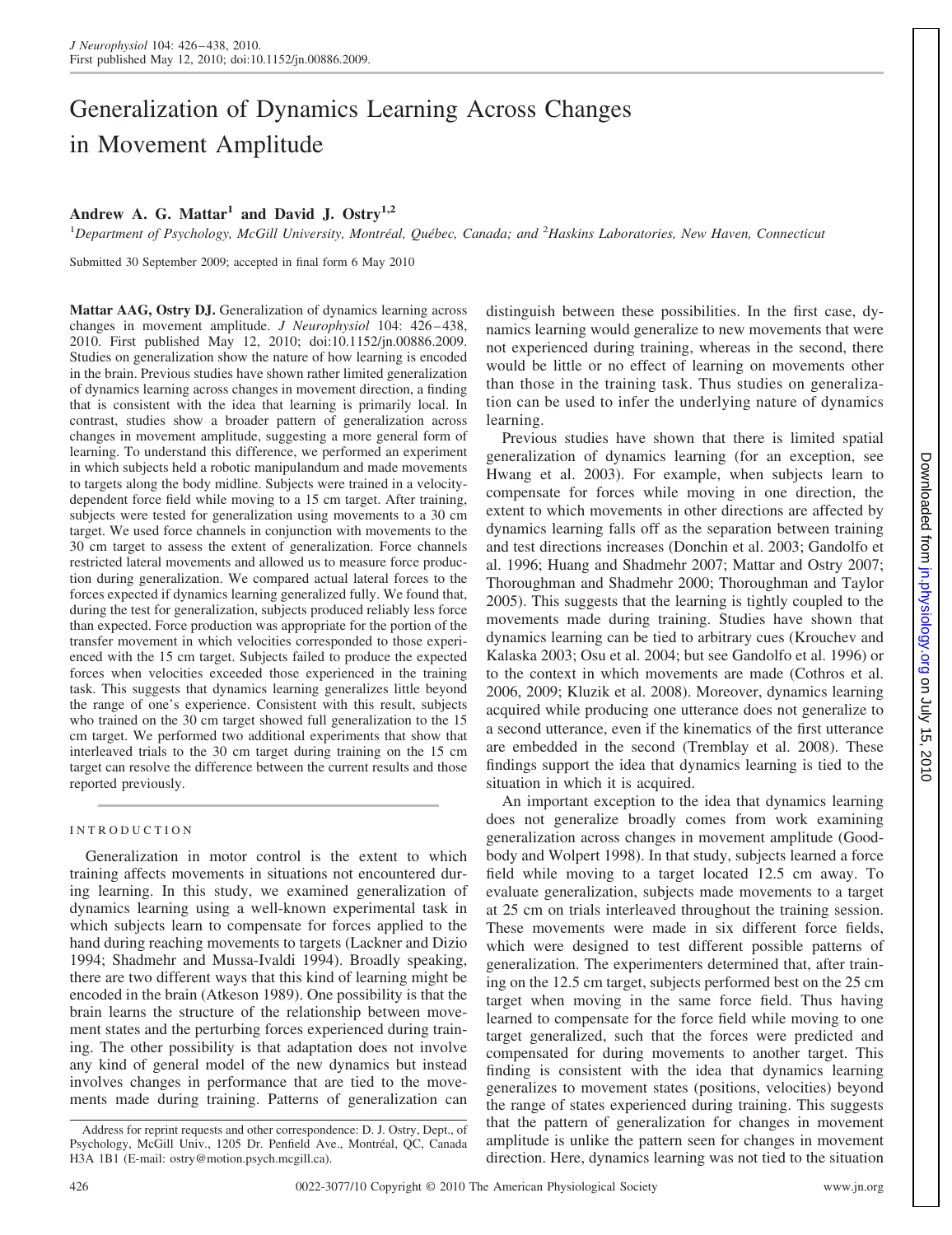# Generalization of Dynamics Learning Across Changes in Movement Amplitude

**Andrew A. G. Mattar[1] and David J. Ostry[1,2]**

[1]Department of Psychology, McGill University, Montréal, Québec, Canada; and [2]Haskins Laboratories, New Haven, Connecticut

Submitted 30 September 2009; accepted in final form 6 May 2010

**Mattar AAG, Ostry DJ.** Generalization of dynamics learning across changes in movement amplitude. *J Neurophysiol* 104: 426–438, 2010. First published May 12, 2010; doi:10.1152/jn.00886.2009. Studies on generalization show the nature of how learning is encoded in the brain. Previous studies have shown rather limited generalization of dynamics learning across changes in movement direction, a finding that is consistent with the idea that learning is primarily local. In contrast, studies show a broader pattern of generalization across changes in movement amplitude, suggesting a more general form of learning. To understand this difference, we performed an experiment in which subjects held a robotic manipulandum and made movements to targets along the body midline. Subjects were trained in a velocity-dependent force field while moving to a 15 cm target. After training, subjects were tested for generalization using movements to a 30 cm target. We used force channels in conjunction with movements to the 30 cm target to assess the extent of generalization. Force channels restricted lateral movements and allowed us to measure force production during generalization. We compared actual lateral forces to the forces expected if dynamics learning generalized fully. We found that, during the test for generalization, subjects produced reliably less force than expected. Force production was appropriate for the portion of the transfer movement in which velocities corresponded to those experienced with the 15 cm target. Subjects failed to produce the expected forces when velocities exceeded those experienced in the training task. This suggests that dynamics learning generalizes little beyond the range of one's experience. Consistent with this result, subjects who trained on the 30 cm target showed full generalization to the 15 cm target. We performed two additional experiments that show that interleaved trials to the 30 cm target during training on the 15 cm target can resolve the difference between the current results and those reported previously.

## INTRODUCTION

Generalization in motor control is the extent to which training affects movements in situations not encountered during learning. In this study, we examined generalization of dynamics learning using a well-known experimental task in which subjects learn to compensate for forces applied to the hand during reaching movements to targets (Lackner and Dizio 1994; Shadmehr and Mussa-Ivaldi 1994). Broadly speaking, there are two different ways that this kind of learning might be encoded in the brain (Atkeson 1989). One possibility is that the brain learns the structure of the relationship between movement states and the perturbing forces experienced during training. The other possibility is that adaptation does not involve any kind of general model of the new dynamics but instead involves changes in performance that are tied to the movements made during training. Patterns of generalization can distinguish between these possibilities. In the first case, dynamics learning would generalize to new movements that were not experienced during training, whereas in the second, there would be little or no effect of learning on movements other than those in the training task. Thus studies on generalization can be used to infer the underlying nature of dynamics learning.

Previous studies have shown that there is limited spatial generalization of dynamics learning (for an exception, see Hwang et al. 2003). For example, when subjects learn to compensate for forces while moving in one direction, the extent to which movements in other directions are affected by dynamics learning falls off as the separation between training and test directions increases (Donchin et al. 2003; Gandolfo et al. 1996; Huang and Shadmehr 2007; Mattar and Ostry 2007; Thoroughman and Shadmehr 2000; Thoroughman and Taylor 2005). This suggests that the learning is tightly coupled to the movements made during training. Studies have shown that dynamics learning can be tied to arbitrary cues (Krouchev and Kalaska 2003; Osu et al. 2004; but see Gandolfo et al. 1996) or to the context in which movements are made (Cothros et al. 2006, 2009; Kluzik et al. 2008). Moreover, dynamics learning acquired while producing one utterance does not generalize to a second utterance, even if the kinematics of the first utterance are embedded in the second (Tremblay et al. 2008). These findings support the idea that dynamics learning is tied to the situation in which it is acquired.

An important exception to the idea that dynamics learning does not generalize broadly comes from work examining generalization across changes in movement amplitude (Goodbody and Wolpert 1998). In that study, subjects learned a force field while moving to a target located 12.5 cm away. To evaluate generalization, subjects made movements to a target at 25 cm on trials interleaved throughout the training session. These movements were made in six different force fields, which were designed to test different possible patterns of generalization. The experimenters determined that, after training on the 12.5 cm target, subjects performed best on the 25 cm target when moving in the same force field. Thus having learned to compensate for the force field while moving to one target generalized, such that the forces were predicted and compensated for during movements to another target. This finding is consistent with the idea that dynamics learning generalizes to movement states (positions, velocities) beyond the range of states experienced during training. This suggests that the pattern of generalization for changes in movement amplitude is unlike the pattern seen for changes in movement direction. Here, dynamics learning was not tied to the situation

Address for reprint requests and other correspondence: D. J. Ostry, Dept., of Psychology, McGill Univ., 1205 Dr. Penfield Ave., Montréal, QC, Canada H3A 1B1 (E-mail: ostry@motion.psych.mcgill.ca).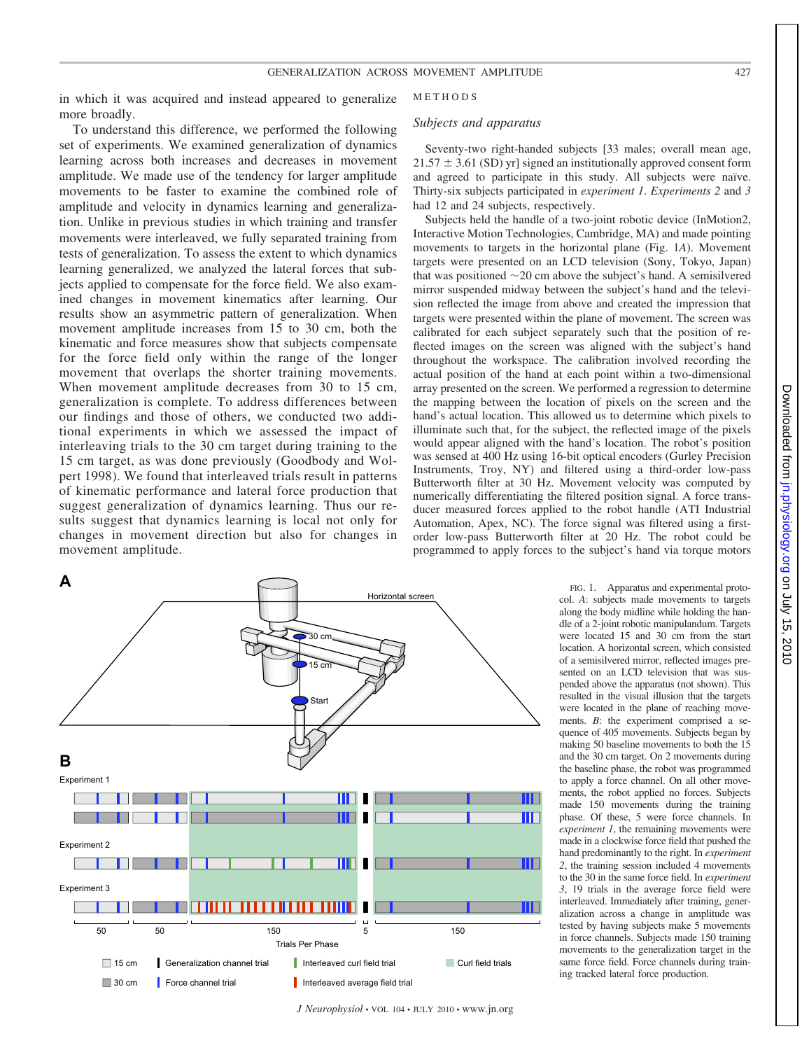in which it was acquired and instead appeared to generalize more broadly.

To understand this difference, we performed the following set of experiments. We examined generalization of dynamics learning across both increases and decreases in movement amplitude. We made use of the tendency for larger amplitude movements to be faster to examine the combined role of amplitude and velocity in dynamics learning and generalization. Unlike in previous studies in which training and transfer movements were interleaved, we fully separated training from tests of generalization. To assess the extent to which dynamics learning generalized, we analyzed the lateral forces that subjects applied to compensate for the force field. We also examined changes in movement kinematics after learning. Our results show an asymmetric pattern of generalization. When movement amplitude increases from 15 to 30 cm, both the kinematic and force measures show that subjects compensate for the force field only within the range of the longer movement that overlaps the shorter training movements. When movement amplitude decreases from 30 to 15 cm, generalization is complete. To address differences between our findings and those of others, we conducted two additional experiments in which we assessed the impact of interleaving trials to the 30 cm target during training to the 15 cm target, as was done previously (Goodbody and Wolpert 1998). We found that interleaved trials result in patterns of kinematic performance and lateral force production that suggest generalization of dynamics learning. Thus our results suggest that dynamics learning is local not only for changes in movement direction but also for changes in movement amplitude.

## METHODS

### Subjects and apparatus

Seventy-two right-handed subjects [33 males; overall mean age, 21.57 ± 3.61 (SD) yr] signed an institutionally approved consent form and agreed to participate in this study. All subjects were naïve. Thirty-six subjects participated in *experiment 1*. *Experiments 2* and *3* had 12 and 24 subjects, respectively.

Subjects held the handle of a two-joint robotic device (InMotion2, Interactive Motion Technologies, Cambridge, MA) and made pointing movements to targets in the horizontal plane (Fig. 1*A*). Movement targets were presented on an LCD television (Sony, Tokyo, Japan) that was positioned ~20 cm above the subject's hand. A semisilvered mirror suspended midway between the subject's hand and the television reflected the image from above and created the impression that targets were presented within the plane of movement. The screen was calibrated for each subject separately such that the position of reflected images on the screen was aligned with the subject's hand throughout the workspace. The calibration involved recording the actual position of the hand at each point within a two-dimensional array presented on the screen. We performed a regression to determine the mapping between the location of pixels on the screen and the hand's actual location. This allowed us to determine which pixels to illuminate such that, for the subject, the reflected image of the pixels would appear aligned with the hand's location. The robot's position was sensed at 400 Hz using 16-bit optical encoders (Gurley Precision Instruments, Troy, NY) and filtered using a third-order low-pass Butterworth filter at 30 Hz. Movement velocity was computed by numerically differentiating the filtered position signal. A force transducer measured forces applied to the robot handle (ATI Industrial Automation, Apex, NC). The force signal was filtered using a first-order low-pass Butterworth filter at 20 Hz. The robot could be programmed to apply forces to the subject's hand via torque motors

FIG. 1. Apparatus and experimental protocol. *A*: subjects made movements to targets along the body midline while holding the handle of a 2-joint robotic manipulandum. Targets were located 15 and 30 cm from the start location. A horizontal screen, which consisted of a semisilvered mirror, reflected images presented on an LCD television that was suspended above the apparatus (not shown). This resulted in the visual illusion that the targets were located in the plane of reaching movements. *B*: the experiment comprised a sequence of 405 movements. Subjects began by making 50 baseline movements to both the 15 and the 30 cm target. On 2 movements during the baseline phase, the robot was programmed to apply a force channel. On all other movements, the robot applied no forces. Subjects made 150 movements during the training phase. Of these, 5 were force channels. In *experiment 1*, the remaining movements were made in a clockwise force field that pushed the hand predominantly to the right. In *experiment 2*, the training session included 4 movements to the 30 in the same force field. In *experiment 3*, 19 trials in the average force field were interleaved. Immediately after training, generalization across a change in amplitude was tested by having subjects make 5 movements in force channels. Subjects made 150 training movements to the generalization target in the same force field. Force channels during training tracked lateral force production.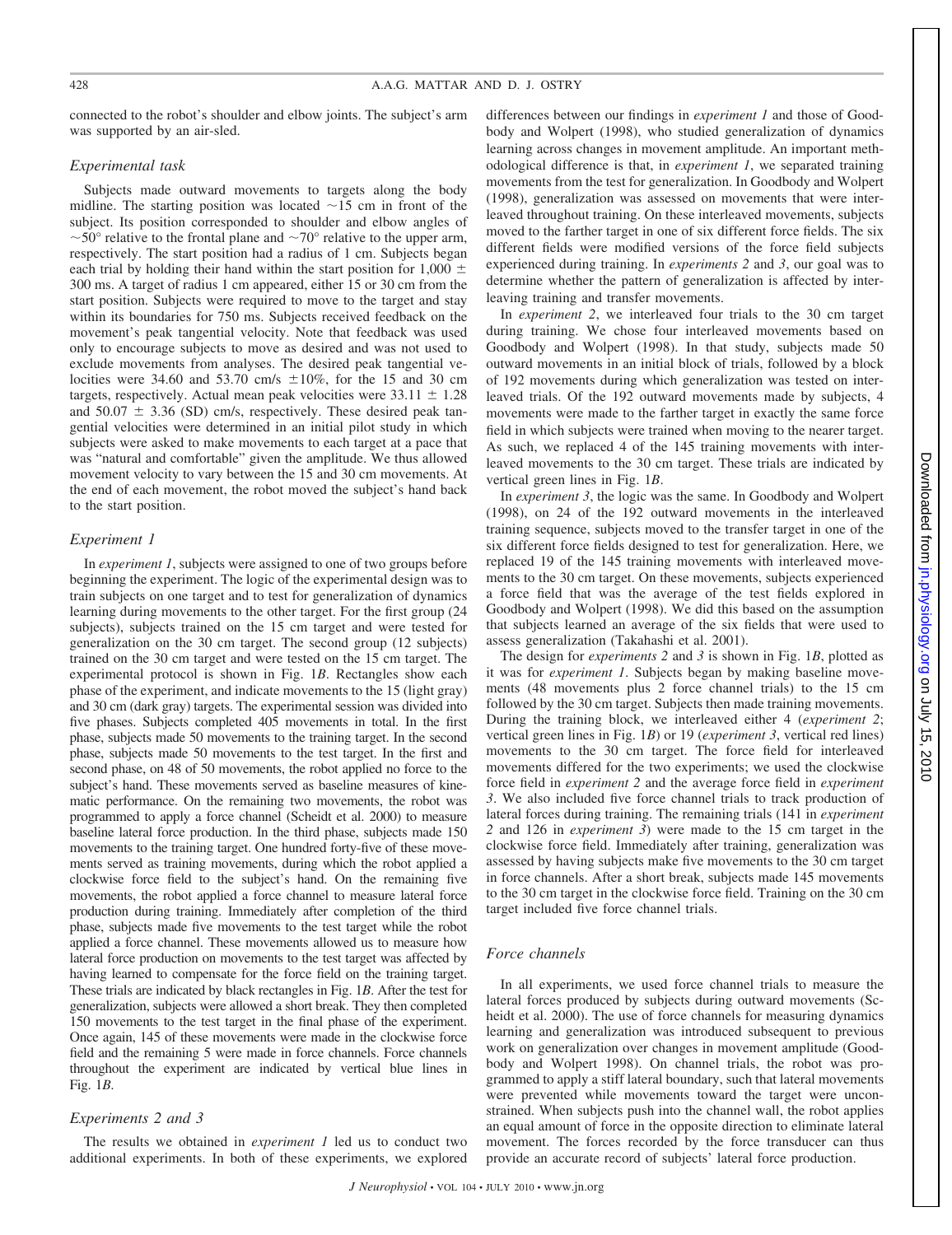connected to the robot's shoulder and elbow joints. The subject's arm was supported by an air-sled.

### Experimental task

Subjects made outward movements to targets along the body midline. The starting position was located ~15 cm in front of the subject. Its position corresponded to shoulder and elbow angles of ~50° relative to the frontal plane and ~70° relative to the upper arm, respectively. The start position had a radius of 1 cm. Subjects began each trial by holding their hand within the start position for 1,000 ± 300 ms. A target of radius 1 cm appeared, either 15 or 30 cm from the start position. Subjects were required to move to the target and stay within its boundaries for 750 ms. Subjects received feedback on the movement's peak tangential velocity. Note that feedback was used only to encourage subjects to move as desired and was not used to exclude movements from analyses. The desired peak tangential velocities were 34.60 and 53.70 cm/s ±10%, for the 15 and 30 cm targets, respectively. Actual mean peak velocities were 33.11 ± 1.28 and 50.07 ± 3.36 (SD) cm/s, respectively. These desired peak tangential velocities were determined in an initial pilot study in which subjects were asked to make movements to each target at a pace that was "natural and comfortable" given the amplitude. We thus allowed movement velocity to vary between the 15 and 30 cm movements. At the end of each movement, the robot moved the subject's hand back to the start position.

### Experiment 1

In *experiment 1*, subjects were assigned to one of two groups before beginning the experiment. The logic of the experimental design was to train subjects on one target and to test for generalization of dynamics learning during movements to the other target. For the first group (24 subjects), subjects trained on the 15 cm target and were tested for generalization on the 30 cm target. The second group (12 subjects) trained on the 30 cm target and were tested on the 15 cm target. The experimental protocol is shown in Fig. 1*B*. Rectangles show each phase of the experiment, and indicate movements to the 15 (light gray) and 30 cm (dark gray) targets. The experimental session was divided into five phases. Subjects completed 405 movements in total. In the first phase, subjects made 50 movements to the training target. In the second phase, subjects made 50 movements to the test target. In the first and second phase, on 48 of 50 movements, the robot applied no force to the subject's hand. These movements served as baseline measures of kinematic performance. On the remaining two movements, the robot was programmed to apply a force channel (Scheidt et al. 2000) to measure baseline lateral force production. In the third phase, subjects made 150 movements to the training target. One hundred forty-five of these movements served as training movements, during which the robot applied a clockwise force field to the subject's hand. On the remaining five movements, the robot applied a force channel to measure lateral force production during training. Immediately after completion of the third phase, subjects made five movements to the test target while the robot applied a force channel. These movements allowed us to measure how lateral force production on movements to the test target was affected by having learned to compensate for the force field on the training target. These trials are indicated by black rectangles in Fig. 1*B*. After the test for generalization, subjects were allowed a short break. They then completed 150 movements to the test target in the final phase of the experiment. Once again, 145 of these movements were made in the clockwise force field and the remaining 5 were made in force channels. Force channels throughout the experiment are indicated by vertical blue lines in Fig. 1*B*.

### Experiments 2 and 3

The results we obtained in *experiment 1* led us to conduct two additional experiments. In both of these experiments, we explored differences between our findings in *experiment 1* and those of Goodbody and Wolpert (1998), who studied generalization of dynamics learning across changes in movement amplitude. An important methodological difference is that, in *experiment 1*, we separated training movements from the test for generalization. In Goodbody and Wolpert (1998), generalization was assessed on movements that were interleaved throughout training. On these interleaved movements, subjects moved to the farther target in one of six different force fields. The six different fields were modified versions of the force field subjects experienced during training. In *experiments 2* and *3*, our goal was to determine whether the pattern of generalization is affected by interleaving training and transfer movements.

In *experiment 2*, we interleaved four trials to the 30 cm target during training. We chose four interleaved movements based on Goodbody and Wolpert (1998). In that study, subjects made 50 outward movements in an initial block of trials, followed by a block of 192 movements during which generalization was tested on interleaved trials. Of the 192 outward movements made by subjects, 4 movements were made to the farther target in exactly the same force field in which subjects were trained when moving to the nearer target. As such, we replaced 4 of the 145 training movements with interleaved movements to the 30 cm target. These trials are indicated by vertical green lines in Fig. 1*B*.

In *experiment 3*, the logic was the same. In Goodbody and Wolpert (1998), on 24 of the 192 outward movements in the interleaved training sequence, subjects moved to the transfer target in one of the six different force fields designed to test for generalization. Here, we replaced 19 of the 145 training movements with interleaved movements to the 30 cm target. On these movements, subjects experienced a force field that was the average of the test fields explored in Goodbody and Wolpert (1998). We did this based on the assumption that subjects learned an average of the six fields that were used to assess generalization (Takahashi et al. 2001).

The design for *experiments 2* and *3* is shown in Fig. 1*B*, plotted as it was for *experiment 1*. Subjects began by making baseline movements (48 movements plus 2 force channel trials) to the 15 cm followed by the 30 cm target. Subjects then made training movements. During the training block, we interleaved either 4 (*experiment 2*; vertical green lines in Fig. 1*B*) or 19 (*experiment 3*, vertical red lines) movements to the 30 cm target. The force field for interleaved movements differed for the two experiments; we used the clockwise force field in *experiment 2* and the average force field in *experiment 3*. We also included five force channel trials to track production of lateral forces during training. The remaining trials (141 in *experiment 2* and 126 in *experiment 3*) were made to the 15 cm target in the clockwise force field. Immediately after training, generalization was assessed by having subjects make five movements to the 30 cm target in force channels. After a short break, subjects made 145 movements to the 30 cm target in the clockwise force field. Training on the 30 cm target included five force channel trials.

### Force channels

In all experiments, we used force channel trials to measure the lateral forces produced by subjects during outward movements (Scheidt et al. 2000). The use of force channels for measuring dynamics learning and generalization was introduced subsequent to previous work on generalization over changes in movement amplitude (Goodbody and Wolpert 1998). On channel trials, the robot was programmed to apply a stiff lateral boundary, such that lateral movements were prevented while movements toward the target were unconstrained. When subjects push into the channel wall, the robot applies an equal amount of force in the opposite direction to eliminate lateral movement. The forces recorded by the force transducer can thus provide an accurate record of subjects' lateral force production.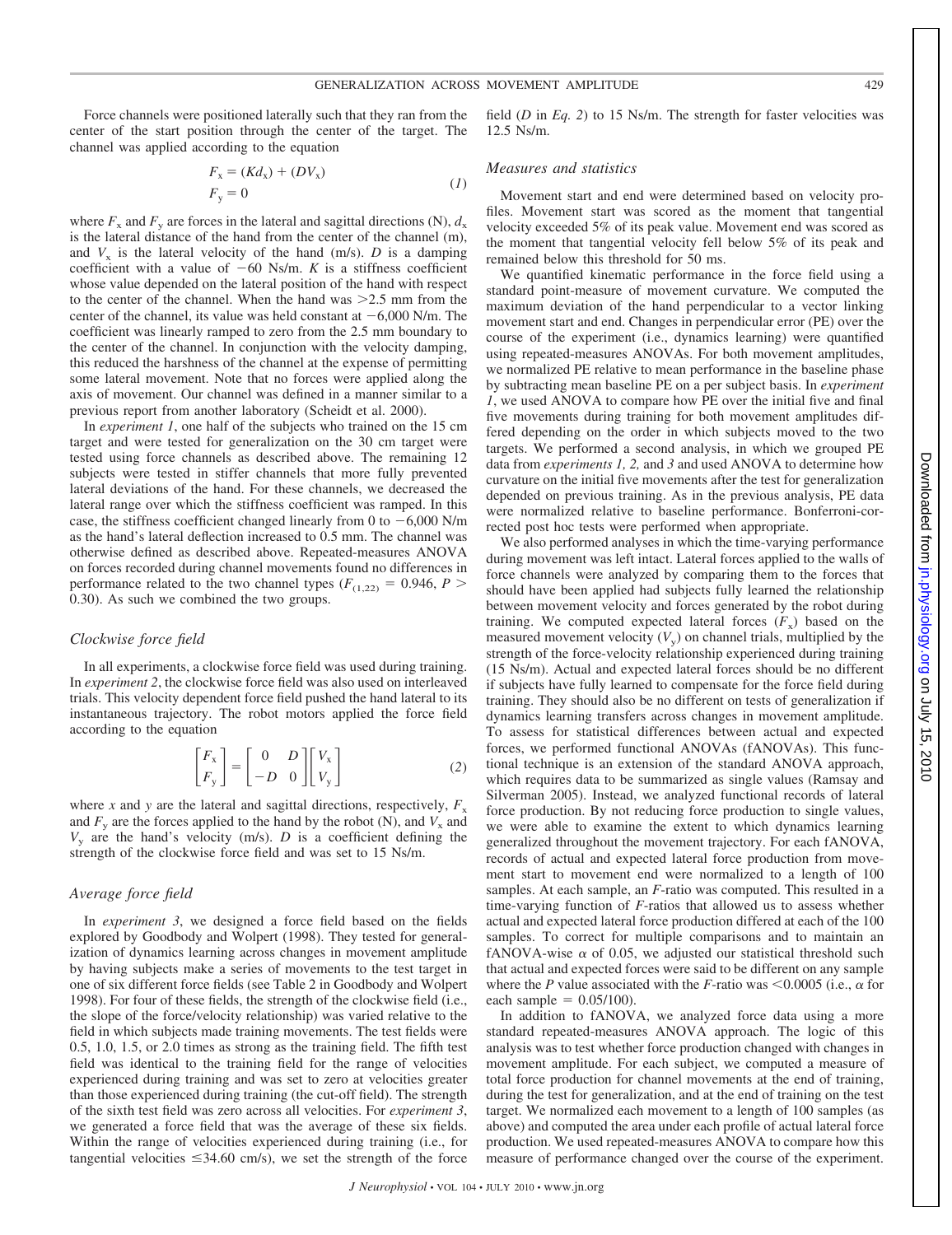Force channels were positioned laterally such that they ran from the center of the start position through the center of the target. The channel was applied according to the equation

$$
\begin{aligned}
F_x &= (Kd_x) + (DV_x) \\
F_y &= 0
\end{aligned} \tag{1}
$$

where $F_x$ and $F_y$ are forces in the lateral and sagittal directions (N), $d_x$ is the lateral distance of the hand from the center of the channel (m), and $V_x$ is the lateral velocity of the hand (m/s). $D$ is a damping coefficient with a value of $-60$ Ns/m. $K$ is a stiffness coefficient whose value depended on the lateral position of the hand with respect to the center of the channel. When the hand was $>2.5$ mm from the center of the channel, its value was held constant at $-6{,}000$ N/m. The coefficient was linearly ramped to zero from the 2.5 mm boundary to the center of the channel. In conjunction with the velocity damping, this reduced the harshness of the channel at the expense of permitting some lateral movement. Note that no forces were applied along the axis of movement. Our channel was defined in a manner similar to a previous report from another laboratory (Scheidt et al. 2000).

In *experiment 1*, one half of the subjects who trained on the 15 cm target and were tested for generalization on the 30 cm target were tested using force channels as described above. The remaining 12 subjects were tested in stiffer channels that more fully prevented lateral deviations of the hand. For these channels, we decreased the lateral range over which the stiffness coefficient was ramped. In this case, the stiffness coefficient changed linearly from 0 to $-6{,}000$ N/m as the hand's lateral deflection increased to 0.5 mm. The channel was otherwise defined as described above. Repeated-measures ANOVA on forces recorded during channel movements found no differences in performance related to the two channel types ($F_{(1,22)} = 0.946$, $P > 0.30$). As such we combined the two groups.

### Clockwise force field

In all experiments, a clockwise force field was used during training. In *experiment 2*, the clockwise force field was also used on interleaved trials. This velocity dependent force field pushed the hand lateral to its instantaneous trajectory. The robot motors applied the force field according to the equation

$$
\begin{bmatrix} F_x \\ F_y \end{bmatrix} = \begin{bmatrix} 0 & D \\ -D & 0 \end{bmatrix} \begin{bmatrix} V_x \\ V_y \end{bmatrix} \tag{2}
$$

where $x$ and $y$ are the lateral and sagittal directions, respectively, $F_x$ and $F_y$ are the forces applied to the hand by the robot (N), and $V_x$ and $V_y$ are the hand's velocity (m/s). $D$ is a coefficient defining the strength of the clockwise force field and was set to 15 Ns/m.

### Average force field

In *experiment 3*, we designed a force field based on the fields explored by Goodbody and Wolpert (1998). They tested for generalization of dynamics learning across changes in movement amplitude by having subjects make a series of movements to the test target in one of six different force fields (see Table 2 in Goodbody and Wolpert 1998). For four of these fields, the strength of the clockwise field (i.e., the slope of the force/velocity relationship) was varied relative to the field in which subjects made training movements. The test fields were 0.5, 1.0, 1.5, or 2.0 times as strong as the training field. The fifth test field was identical to the training field for the range of velocities experienced during training and was set to zero at velocities greater than those experienced during training (the cut-off field). The strength of the sixth test field was zero across all velocities. For *experiment 3*, we generated a force field that was the average of these six fields. Within the range of velocities experienced during training (i.e., for tangential velocities $\leq 34.60$ cm/s), we set the strength of the force field ($D$ in *Eq. 2*) to 15 Ns/m. The strength for faster velocities was 12.5 Ns/m.

### Measures and statistics

Movement start and end were determined based on velocity profiles. Movement start was scored as the moment that tangential velocity exceeded 5% of its peak value. Movement end was scored as the moment that tangential velocity fell below 5% of its peak and remained below this threshold for 50 ms.

We quantified kinematic performance in the force field using a standard point-measure of movement curvature. We computed the maximum deviation of the hand perpendicular to a vector linking movement start and end. Changes in perpendicular error (PE) over the course of the experiment (i.e., dynamics learning) were quantified using repeated-measures ANOVAs. For both movement amplitudes, we normalized PE relative to mean performance in the baseline phase by subtracting mean baseline PE on a per subject basis. In *experiment 1*, we used ANOVA to compare how PE over the initial five and final five movements during training for both movement amplitudes differed depending on the order in which subjects moved to the two targets. We performed a second analysis, in which we grouped PE data from *experiments 1, 2,* and *3* and used ANOVA to determine how curvature on the initial five movements after the test for generalization depended on previous training. As in the previous analysis, PE data were normalized relative to baseline performance. Bonferroni-corrected post hoc tests were performed when appropriate.

We also performed analyses in which the time-varying performance during movement was left intact. Lateral forces applied to the walls of force channels were analyzed by comparing them to the forces that should have been applied had subjects fully learned the relationship between movement velocity and forces generated by the robot during training. We computed expected lateral forces ($F_x$) based on the measured movement velocity ($V_y$) on channel trials, multiplied by the strength of the force-velocity relationship experienced during training (15 Ns/m). Actual and expected lateral forces should be no different if subjects have fully learned to compensate for the force field during training. They should also be no different on tests of generalization if dynamics learning transfers across changes in movement amplitude. To assess for statistical differences between actual and expected forces, we performed functional ANOVAs (fANOVAs). This functional technique is an extension of the standard ANOVA approach, which requires data to be summarized as single values (Ramsay and Silverman 2005). Instead, we analyzed functional records of lateral force production. By not reducing force production to single values, we were able to examine the extent to which dynamics learning generalized throughout the movement trajectory. For each fANOVA, records of actual and expected lateral force production from movement start to movement end were normalized to a length of 100 samples. At each sample, an $F$-ratio was computed. This resulted in a time-varying function of $F$-ratios that allowed us to assess whether actual and expected lateral force production differed at each of the 100 samples. To correct for multiple comparisons and to maintain an fANOVA-wise $\alpha$ of 0.05, we adjusted our statistical threshold such that actual and expected forces were said to be different on any sample where the $P$ value associated with the $F$-ratio was $<0.0005$ (i.e., $\alpha$ for each sample $= 0.05/100$).

In addition to fANOVA, we analyzed force data using a more standard repeated-measures ANOVA approach. The logic of this analysis was to test whether force production changed with changes in movement amplitude. For each subject, we computed a measure of total force production for channel movements at the end of training, during the test for generalization, and at the end of training on the test target. We normalized each movement to a length of 100 samples (as above) and computed the area under each profile of actual lateral force production. We used repeated-measures ANOVA to compare how this measure of performance changed over the course of the experiment.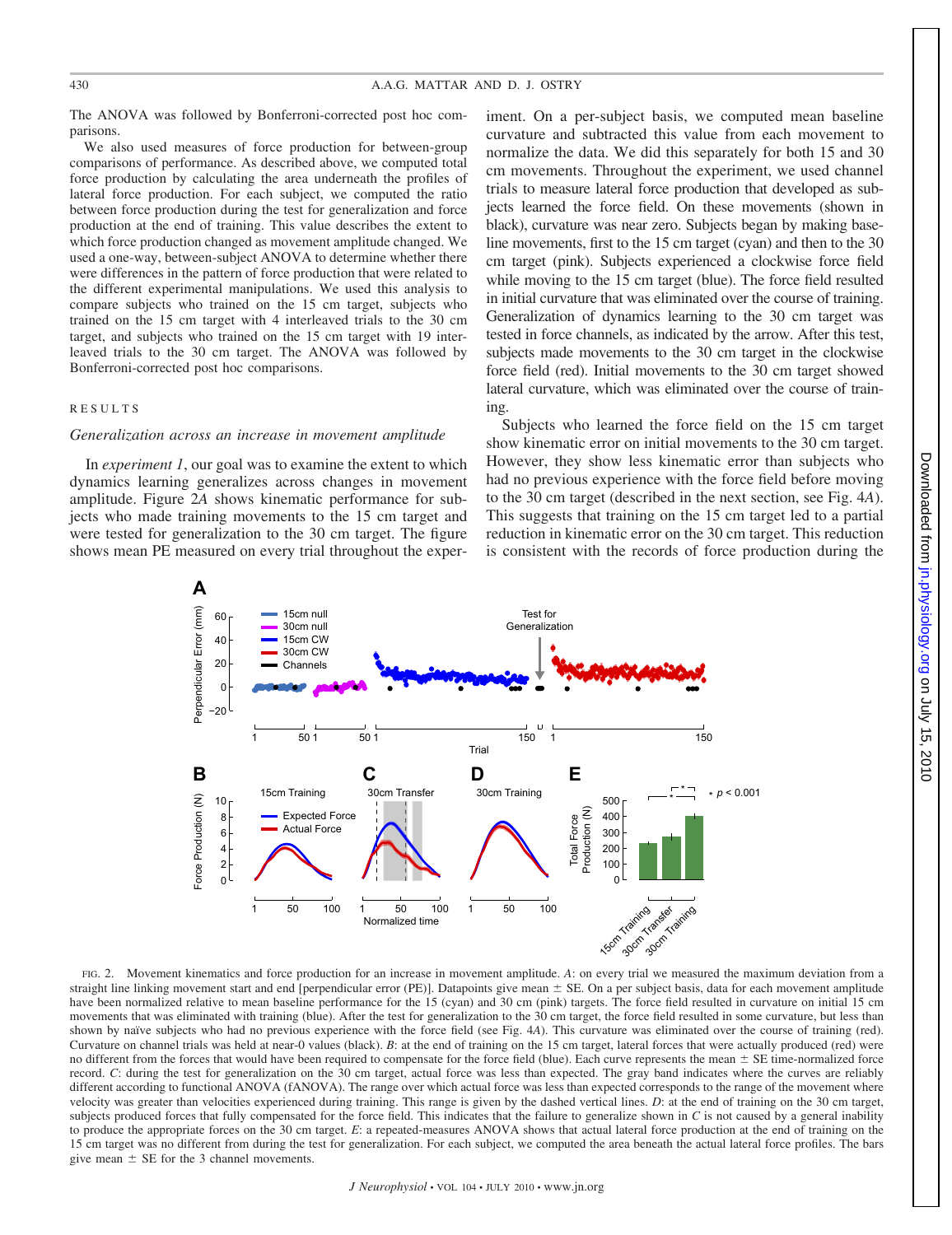The ANOVA was followed by Bonferroni-corrected post hoc comparisons.

We also used measures of force production for between-group comparisons of performance. As described above, we computed total force production by calculating the area underneath the profiles of lateral force production. For each subject, we computed the ratio between force production during the test for generalization and force production at the end of training. This value describes the extent to which force production changed as movement amplitude changed. We used a one-way, between-subject ANOVA to determine whether there were differences in the pattern of force production that were related to the different experimental manipulations. We used this analysis to compare subjects who trained on the 15 cm target, subjects who trained on the 15 cm target with 4 interleaved trials to the 30 cm target, and subjects who trained on the 15 cm target with 19 interleaved trials to the 30 cm target. The ANOVA was followed by Bonferroni-corrected post hoc comparisons.

## RESULTS

### *Generalization across an increase in movement amplitude*

In *experiment 1*, our goal was to examine the extent to which dynamics learning generalizes across changes in movement amplitude. Figure 2*A* shows kinematic performance for subjects who made training movements to the 15 cm target and were tested for generalization to the 30 cm target. The figure shows mean PE measured on every trial throughout the experiment. On a per-subject basis, we computed mean baseline curvature and subtracted this value from each movement to normalize the data. We did this separately for both 15 and 30 cm movements. Throughout the experiment, we used channel trials to measure lateral force production that developed as subjects learned the force field. On these movements (shown in black), curvature was near zero. Subjects began by making baseline movements, first to the 15 cm target (cyan) and then to the 30 cm target (pink). Subjects experienced a clockwise force field while moving to the 15 cm target (blue). The force field resulted in initial curvature that was eliminated over the course of training. Generalization of dynamics learning to the 30 cm target was tested in force channels, as indicated by the arrow. After this test, subjects made movements to the 30 cm target in the clockwise force field (red). Initial movements to the 30 cm target showed lateral curvature, which was eliminated over the course of training.

Subjects who learned the force field on the 15 cm target show kinematic error on initial movements to the 30 cm target. However, they show less kinematic error than subjects who had no previous experience with the force field before moving to the 30 cm target (described in the next section, see Fig. 4*A*). This suggests that training on the 15 cm target led to a partial reduction in kinematic error on the 30 cm target. This reduction is consistent with the records of force production during the

FIG. 2. Movement kinematics and force production for an increase in movement amplitude. *A*: on every trial we measured the maximum deviation from a straight line linking movement start and end [perpendicular error (PE)]. Datapoints give mean ± SE. On a per subject basis, data for each movement amplitude have been normalized relative to mean baseline performance for the 15 (cyan) and 30 cm (pink) targets. The force field resulted in curvature on initial 15 cm movements that was eliminated with training (blue). After the test for generalization to the 30 cm target, the force field resulted in some curvature, but less than shown by naïve subjects who had no previous experience with the force field (see Fig. 4*A*). This curvature was eliminated over the course of training (red). Curvature on channel trials was held at near-0 values (black). *B*: at the end of training on the 15 cm target, lateral forces that were actually produced (red) were no different from the forces that would have been required to compensate for the force field (blue). Each curve represents the mean ± SE time-normalized force record. *C*: during the test for generalization on the 30 cm target, actual force was less than expected. The gray band indicates where the curves are reliably different according to functional ANOVA (fANOVA). The range over which actual force was less than expected corresponds to the range of the movement where velocity was greater than velocities experienced during training. This range is given by the dashed vertical lines. *D*: at the end of training on the 30 cm target, subjects produced forces that fully compensated for the force field. This indicates that the failure to generalize shown in *C* is not caused by a general inability to produce the appropriate forces on the 30 cm target. *E*: a repeated-measures ANOVA shows that actual lateral force production at the end of training on the 15 cm target was no different from during the test for generalization. For each subject, we computed the area beneath the actual lateral force profiles. The bars give mean ± SE for the 3 channel movements.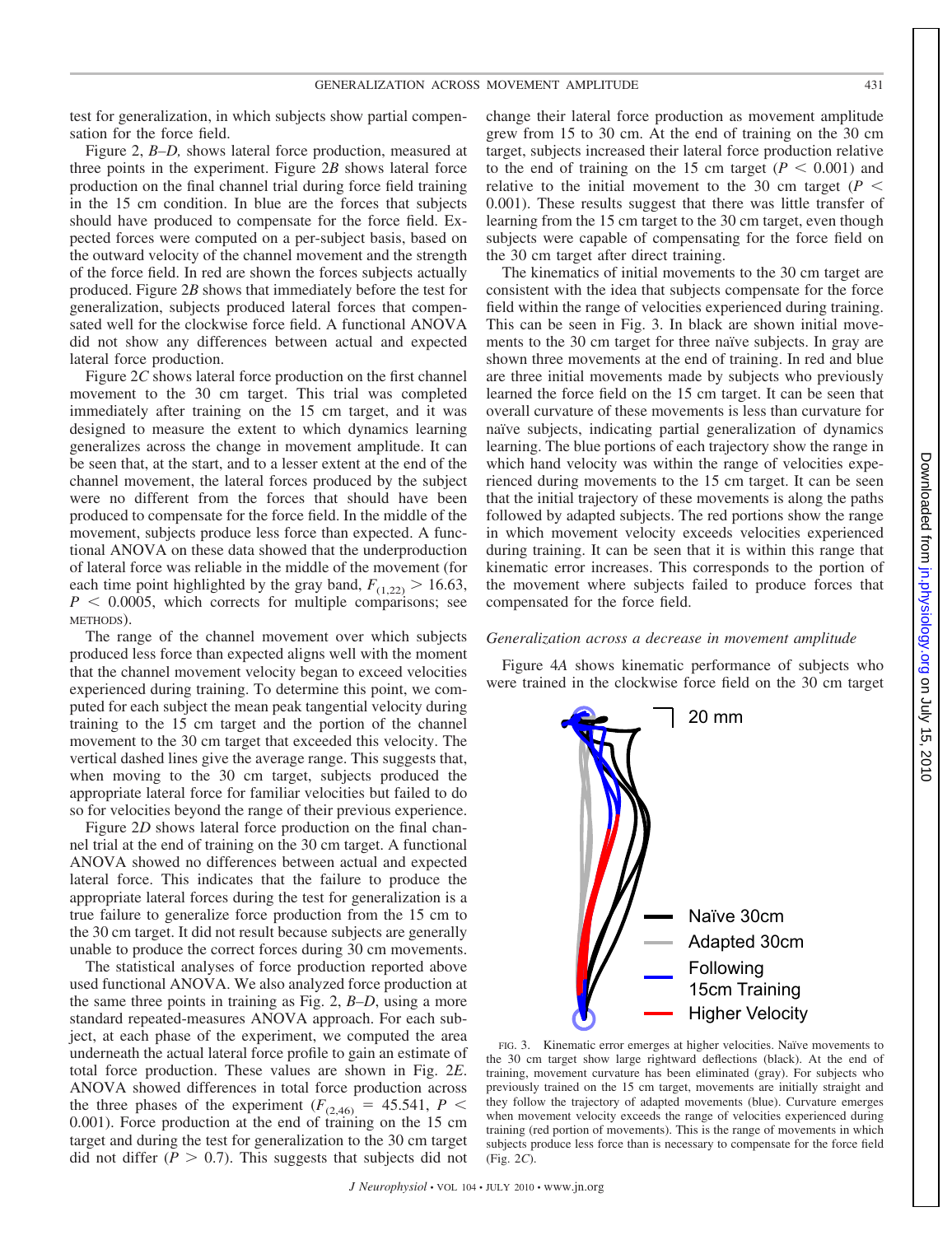test for generalization, in which subjects show partial compensation for the force field.

Figure 2, *B–D,* shows lateral force production, measured at three points in the experiment. Figure 2*B* shows lateral force production on the final channel trial during force field training in the 15 cm condition. In blue are the forces that subjects should have produced to compensate for the force field. Expected forces were computed on a per-subject basis, based on the outward velocity of the channel movement and the strength of the force field. In red are shown the forces subjects actually produced. Figure 2*B* shows that immediately before the test for generalization, subjects produced lateral forces that compensated well for the clockwise force field. A functional ANOVA did not show any differences between actual and expected lateral force production.

Figure 2*C* shows lateral force production on the first channel movement to the 30 cm target. This trial was completed immediately after training on the 15 cm target, and it was designed to measure the extent to which dynamics learning generalizes across the change in movement amplitude. It can be seen that, at the start, and to a lesser extent at the end of the channel movement, the lateral forces produced by the subject were no different from the forces that should have been produced to compensate for the force field. In the middle of the movement, subjects produce less force than expected. A functional ANOVA on these data showed that the underproduction of lateral force was reliable in the middle of the movement (for each time point highlighted by the gray band, $F_{(1,22)} > 16.63$, $P < 0.0005$, which corrects for multiple comparisons; see METHODS).

The range of the channel movement over which subjects produced less force than expected aligns well with the moment that the channel movement velocity began to exceed velocities experienced during training. To determine this point, we computed for each subject the mean peak tangential velocity during training to the 15 cm target and the portion of the channel movement to the 30 cm target that exceeded this velocity. The vertical dashed lines give the average range. This suggests that, when moving to the 30 cm target, subjects produced the appropriate lateral force for familiar velocities but failed to do so for velocities beyond the range of their previous experience.

Figure 2*D* shows lateral force production on the final channel trial at the end of training on the 30 cm target. A functional ANOVA showed no differences between actual and expected lateral force. This indicates that the failure to produce the appropriate lateral forces during the test for generalization is a true failure to generalize force production from the 15 cm to the 30 cm target. It did not result because subjects are generally unable to produce the correct forces during 30 cm movements.

The statistical analyses of force production reported above used functional ANOVA. We also analyzed force production at the same three points in training as Fig. 2, *B–D*, using a more standard repeated-measures ANOVA approach. For each subject, at each phase of the experiment, we computed the area underneath the actual lateral force profile to gain an estimate of total force production. These values are shown in Fig. 2*E*. ANOVA showed differences in total force production across the three phases of the experiment ($F_{(2,46)} = 45.541$, $P < 0.001$). Force production at the end of training on the 15 cm target and during the test for generalization to the 30 cm target did not differ ($P > 0.7$). This suggests that subjects did not change their lateral force production as movement amplitude grew from 15 to 30 cm. At the end of training on the 30 cm target, subjects increased their lateral force production relative to the end of training on the 15 cm target ($P < 0.001$) and relative to the initial movement to the 30 cm target ($P < 0.001$). These results suggest that there was little transfer of learning from the 15 cm target to the 30 cm target, even though subjects were capable of compensating for the force field on the 30 cm target after direct training.

The kinematics of initial movements to the 30 cm target are consistent with the idea that subjects compensate for the force field within the range of velocities experienced during training. This can be seen in Fig. 3. In black are shown initial movements to the 30 cm target for three naïve subjects. In gray are shown three movements at the end of training. In red and blue are three initial movements made by subjects who previously learned the force field on the 15 cm target. It can be seen that overall curvature of these movements is less than curvature for naïve subjects, indicating partial generalization of dynamics learning. The blue portions of each trajectory show the range in which hand velocity was within the range of velocities experienced during movements to the 15 cm target. It can be seen that the initial trajectory of these movements is along the paths followed by adapted subjects. The red portions show the range in which movement velocity exceeds velocities experienced during training. It can be seen that it is within this range that kinematic error increases. This corresponds to the portion of the movement where subjects failed to produce forces that compensated for the force field.

### *Generalization across a decrease in movement amplitude*

Figure 4*A* shows kinematic performance of subjects who were trained in the clockwise force field on the 30 cm target

FIG. 3. Kinematic error emerges at higher velocities. Naïve movements to the 30 cm target show large rightward deflections (black). At the end of training, movement curvature has been eliminated (gray). For subjects who previously trained on the 15 cm target, movements are initially straight and they follow the trajectory of adapted movements (blue). Curvature emerges when movement velocity exceeds the range of velocities experienced during training (red portion of movements). This is the range of movements in which subjects produce less force than is necessary to compensate for the force field (Fig. 2*C*).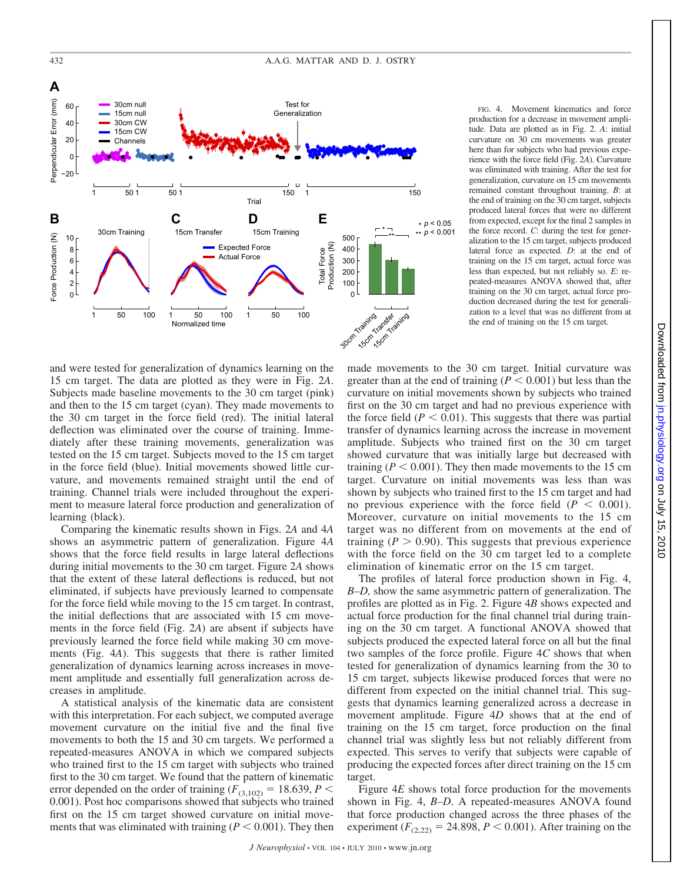FIG. 4. Movement kinematics and force production for a decrease in movement amplitude. Data are plotted as in Fig. 2. *A*: initial curvature on 30 cm movements was greater here than for subjects who had previous experience with the force field (Fig. 2*A*). Curvature was eliminated with training. After the test for generalization, curvature on 15 cm movements remained constant throughout training. *B*: at the end of training on the 30 cm target, subjects produced lateral forces that were no different from expected, except for the final 2 samples in the force record. *C*: during the test for generalization to the 15 cm target, subjects produced lateral forces as expected. *D*: at the end of training on the 15 cm target, actual force was less than expected, but not reliably so. *E*: repeated-measures ANOVA showed that, after training on the 30 cm target, actual force production decreased during the test for generalization to a level that was no different from at the end of training on the 15 cm target.

and were tested for generalization of dynamics learning on the 15 cm target. The data are plotted as they were in Fig. 2*A*. Subjects made baseline movements to the 30 cm target (pink) and then to the 15 cm target (cyan). They made movements to the 30 cm target in the force field (red). The initial lateral deflection was eliminated over the course of training. Immediately after these training movements, generalization was tested on the 15 cm target. Subjects moved to the 15 cm target in the force field (blue). Initial movements showed little curvature, and movements remained straight until the end of training. Channel trials were included throughout the experiment to measure lateral force production and generalization of learning (black).

Comparing the kinematic results shown in Figs. 2*A* and 4*A* shows an asymmetric pattern of generalization. Figure 4*A* shows that the force field results in large lateral deflections during initial movements to the 30 cm target. Figure 2*A* shows that the extent of these lateral deflections is reduced, but not eliminated, if subjects have previously learned to compensate for the force field while moving to the 15 cm target. In contrast, the initial deflections that are associated with 15 cm movements in the force field (Fig. 2*A*) are absent if subjects have previously learned the force field while making 30 cm movements (Fig. 4*A*). This suggests that there is rather limited generalization of dynamics learning across increases in movement amplitude and essentially full generalization across decreases in amplitude.

A statistical analysis of the kinematic data are consistent with this interpretation. For each subject, we computed average movement curvature on the initial five and the final five movements to both the 15 and 30 cm targets. We performed a repeated-measures ANOVA in which we compared subjects who trained first to the 15 cm target with subjects who trained first to the 30 cm target. We found that the pattern of kinematic error depended on the order of training ($F_{(3,102)} = 18.639$, $P < 0.001$). Post hoc comparisons showed that subjects who trained first on the 15 cm target showed curvature on initial movements that was eliminated with training ($P < 0.001$). They then made movements to the 30 cm target. Initial curvature was greater than at the end of training ($P < 0.001$) but less than the curvature on initial movements shown by subjects who trained first on the 30 cm target and had no previous experience with the force field ($P < 0.01$). This suggests that there was partial transfer of dynamics learning across the increase in movement amplitude. Subjects who trained first on the 30 cm target showed curvature that was initially large but decreased with training ($P < 0.001$). They then made movements to the 15 cm target. Curvature on initial movements was less than was shown by subjects who trained first to the 15 cm target and had no previous experience with the force field ($P < 0.001$). Moreover, curvature on initial movements to the 15 cm target was no different from on movements at the end of training ($P > 0.90$). This suggests that previous experience with the force field on the 30 cm target led to a complete elimination of kinematic error on the 15 cm target.

The profiles of lateral force production shown in Fig. 4, *B–D*, show the same asymmetric pattern of generalization. The profiles are plotted as in Fig. 2. Figure 4*B* shows expected and actual force production for the final channel trial during training on the 30 cm target. A functional ANOVA showed that subjects produced the expected lateral force on all but the final two samples of the force profile. Figure 4*C* shows that when tested for generalization of dynamics learning from the 30 to 15 cm target, subjects likewise produced forces that were no different from expected on the initial channel trial. This suggests that dynamics learning generalized across a decrease in movement amplitude. Figure 4*D* shows that at the end of training on the 15 cm target, force production on the final channel trial was slightly less but not reliably different from expected. This serves to verify that subjects were capable of producing the expected forces after direct training on the 15 cm target.

Figure 4*E* shows total force production for the movements shown in Fig. 4, *B–D*. A repeated-measures ANOVA found that force production changed across the three phases of the experiment ($F_{(2,22)} = 24.898$, $P < 0.001$). After training on the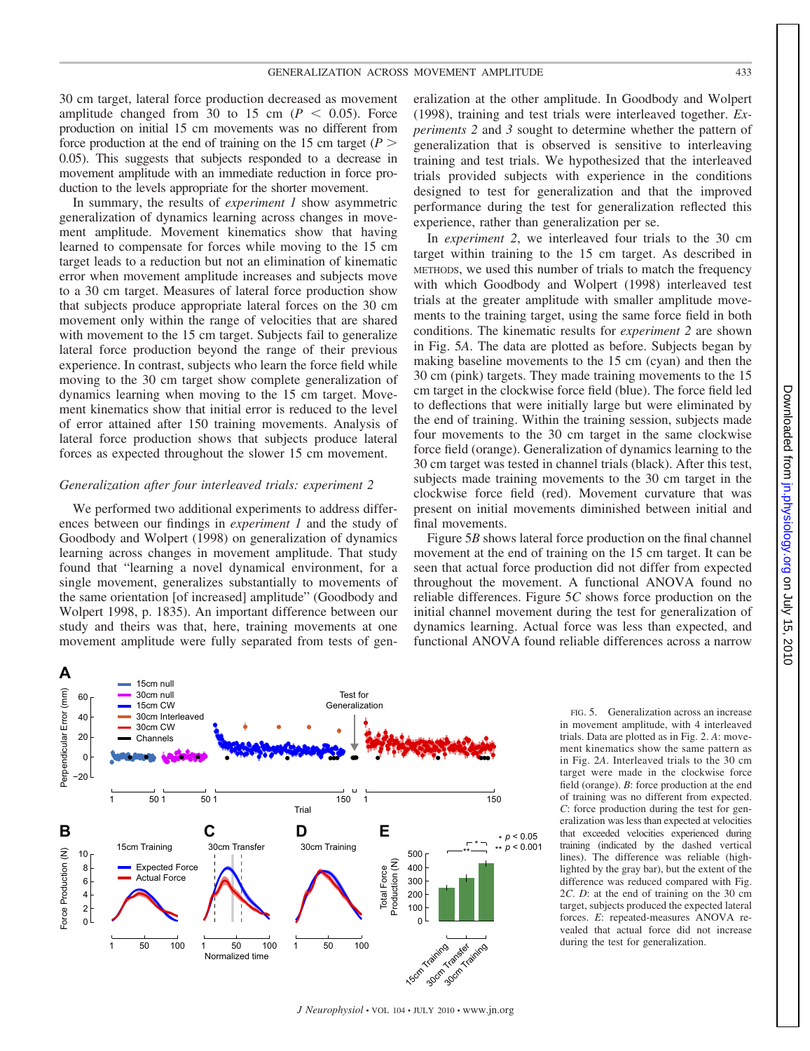30 cm target, lateral force production decreased as movement amplitude changed from 30 to 15 cm ($P < 0.05$). Force production on initial 15 cm movements was no different from force production at the end of training on the 15 cm target ($P > 0.05$). This suggests that subjects responded to a decrease in movement amplitude with an immediate reduction in force production to the levels appropriate for the shorter movement.

In summary, the results of *experiment 1* show asymmetric generalization of dynamics learning across changes in movement amplitude. Movement kinematics show that having learned to compensate for forces while moving to the 15 cm target leads to a reduction but not an elimination of kinematic error when movement amplitude increases and subjects move to a 30 cm target. Measures of lateral force production show that subjects produce appropriate lateral forces on the 30 cm movement only within the range of velocities that are shared with movement to the 15 cm target. Subjects fail to generalize lateral force production beyond the range of their previous experience. In contrast, subjects who learn the force field while moving to the 30 cm target show complete generalization of dynamics learning when moving to the 15 cm target. Movement kinematics show that initial error is reduced to the level of error attained after 150 training movements. Analysis of lateral force production shows that subjects produce lateral forces as expected throughout the slower 15 cm movement.

### *Generalization after four interleaved trials: experiment 2*

We performed two additional experiments to address differences between our findings in *experiment 1* and the study of Goodbody and Wolpert (1998) on generalization of dynamics learning across changes in movement amplitude. That study found that "learning a novel dynamical environment, for a single movement, generalizes substantially to movements of the same orientation [of increased] amplitude" (Goodbody and Wolpert 1998, p. 1835). An important difference between our study and theirs was that, here, training movements at one movement amplitude were fully separated from tests of generalization at the other amplitude. In Goodbody and Wolpert (1998), training and test trials were interleaved together. *Experiments 2* and *3* sought to determine whether the pattern of generalization that is observed is sensitive to interleaving training and test trials. We hypothesized that the interleaved trials provided subjects with experience in the conditions designed to test for generalization and that the improved performance during the test for generalization reflected this experience, rather than generalization per se.

In *experiment 2*, we interleaved four trials to the 30 cm target within training to the 15 cm target. As described in METHODS, we used this number of trials to match the frequency with which Goodbody and Wolpert (1998) interleaved test trials at the greater amplitude with smaller amplitude movements to the training target, using the same force field in both conditions. The kinematic results for *experiment 2* are shown in Fig. 5*A*. The data are plotted as before. Subjects began by making baseline movements to the 15 cm (cyan) and then the 30 cm (pink) targets. They made training movements to the 15 cm target in the clockwise force field (blue). The force field led to deflections that were initially large but were eliminated by the end of training. Within the training session, subjects made four movements to the 30 cm target in the same clockwise force field (orange). Generalization of dynamics learning to the 30 cm target was tested in channel trials (black). After this test, subjects made training movements to the 30 cm target in the clockwise force field (red). Movement curvature that was present on initial movements diminished between initial and final movements.

Figure 5*B* shows lateral force production on the final channel movement at the end of training on the 15 cm target. It can be seen that actual force production did not differ from expected throughout the movement. A functional ANOVA found no reliable differences. Figure 5*C* shows force production on the initial channel movement during the test for generalization of dynamics learning. Actual force was less than expected, and functional ANOVA found reliable differences across a narrow

FIG. 5. Generalization across an increase in movement amplitude, with 4 interleaved trials. Data are plotted as in Fig. 2. *A*: movement kinematics show the same pattern as in Fig. 2*A*. Interleaved trials to the 30 cm target were made in the clockwise force field (orange). *B*: force production at the end of training was no different from expected. *C*: force production during the test for generalization was less than expected at velocities that exceeded velocities experienced during training (indicated by the dashed vertical lines). The difference was reliable (highlighted by the gray bar), but the extent of the difference was reduced compared with Fig. 2*C*. *D*: at the end of training on the 30 cm target, subjects produced the expected lateral forces. *E*: repeated-measures ANOVA revealed that actual force did not increase during the test for generalization.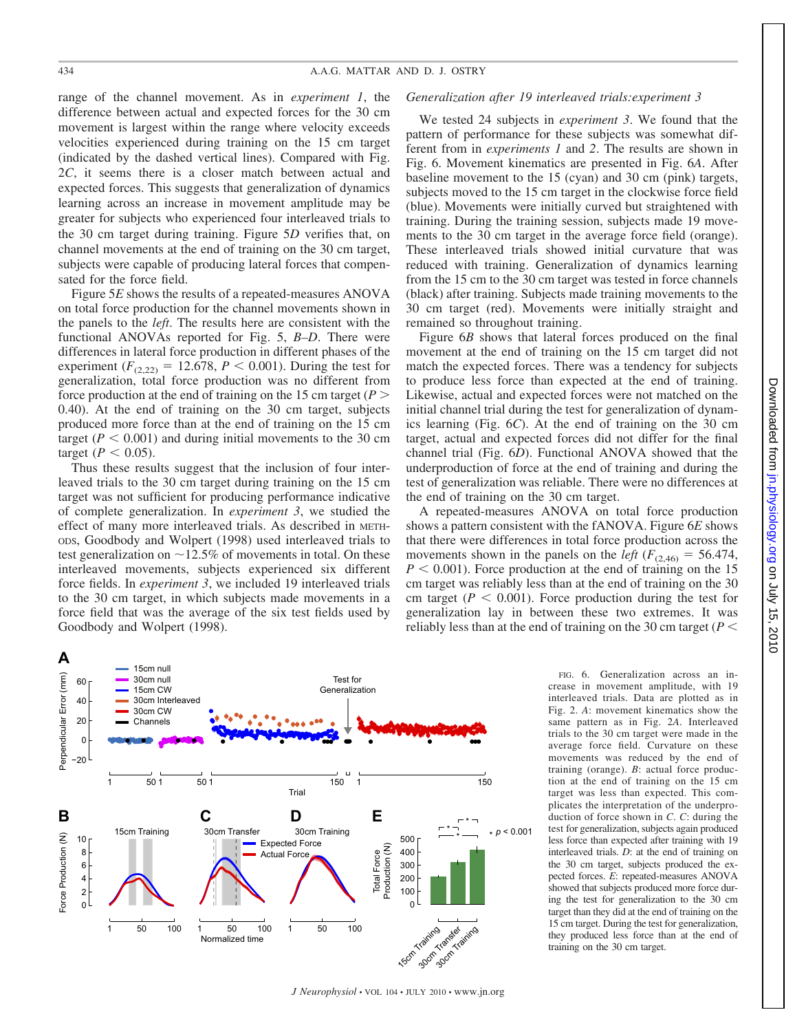range of the channel movement. As in *experiment 1*, the difference between actual and expected forces for the 30 cm movement is largest within the range where velocity exceeds velocities experienced during training on the 15 cm target (indicated by the dashed vertical lines). Compared with Fig. 2*C*, it seems there is a closer match between actual and expected forces. This suggests that generalization of dynamics learning across an increase in movement amplitude may be greater for subjects who experienced four interleaved trials to the 30 cm target during training. Figure 5*D* verifies that, on channel movements at the end of training on the 30 cm target, subjects were capable of producing lateral forces that compensated for the force field.

Figure 5*E* shows the results of a repeated-measures ANOVA on total force production for the channel movements shown in the panels to the *left*. The results here are consistent with the functional ANOVAs reported for Fig. 5, *B–D*. There were differences in lateral force production in different phases of the experiment ($F_{(2,22)} = 12.678$, $P < 0.001$). During the test for generalization, total force production was no different from force production at the end of training on the 15 cm target ($P > 0.40$). At the end of training on the 30 cm target, subjects produced more force than at the end of training on the 15 cm target ($P < 0.001$) and during initial movements to the 30 cm target ($P < 0.05$).

Thus these results suggest that the inclusion of four interleaved trials to the 30 cm target during training on the 15 cm target was not sufficient for producing performance indicative of complete generalization. In *experiment 3*, we studied the effect of many more interleaved trials. As described in METHODS, Goodbody and Wolpert (1998) used interleaved trials to test generalization on ~12.5% of movements in total. On these interleaved movements, subjects experienced six different force fields. In *experiment 3*, we included 19 interleaved trials to the 30 cm target, in which subjects made movements in a force field that was the average of the six test fields used by Goodbody and Wolpert (1998).

### *Generalization after 19 interleaved trials:experiment 3*

We tested 24 subjects in *experiment 3*. We found that the pattern of performance for these subjects was somewhat different from in *experiments 1* and *2*. The results are shown in Fig. 6. Movement kinematics are presented in Fig. 6*A*. After baseline movement to the 15 (cyan) and 30 cm (pink) targets, subjects moved to the 15 cm target in the clockwise force field (blue). Movements were initially curved but straightened with training. During the training session, subjects made 19 movements to the 30 cm target in the average force field (orange). These interleaved trials showed initial curvature that was reduced with training. Generalization of dynamics learning from the 15 cm to the 30 cm target was tested in force channels (black) after training. Subjects made training movements to the 30 cm target (red). Movements were initially straight and remained so throughout training.

Figure 6*B* shows that lateral forces produced on the final movement at the end of training on the 15 cm target did not match the expected forces. There was a tendency for subjects to produce less force than expected at the end of training. Likewise, actual and expected forces were not matched on the initial channel trial during the test for generalization of dynamics learning (Fig. 6*C*). At the end of training on the 30 cm target, actual and expected forces did not differ for the final channel trial (Fig. 6*D*). Functional ANOVA showed that the underproduction of force at the end of training and during the test of generalization was reliable. There were no differences at the end of training on the 30 cm target.

A repeated-measures ANOVA on total force production shows a pattern consistent with the fANOVA. Figure 6*E* shows that there were differences in total force production across the movements shown in the panels on the *left* ($F_{(2,46)} = 56.474$, $P < 0.001$). Force production at the end of training on the 15 cm target was reliably less than at the end of training on the 30 cm target ($P < 0.001$). Force production during the test for generalization lay in between these two extremes. It was reliably less than at the end of training on the 30 cm target ($P <$

FIG. 6. Generalization across an increase in movement amplitude, with 19 interleaved trials. Data are plotted as in Fig. 2. *A*: movement kinematics show the same pattern as in Fig. 2*A*. Interleaved trials to the 30 cm target were made in the average force field. Curvature on these movements was reduced by the end of training (orange). *B*: actual force production at the end of training on the 15 cm target was less than expected. This complicates the interpretation of the underproduction of force shown in *C*. *C*: during the test for generalization, subjects again produced less force than expected after training with 19 interleaved trials. *D*: at the end of training on the 30 cm target, subjects produced the expected forces. *E*: repeated-measures ANOVA showed that subjects produced more force during the test for generalization to the 30 cm target than they did at the end of training on the 15 cm target. During the test for generalization, they produced less force than at the end of training on the 30 cm target.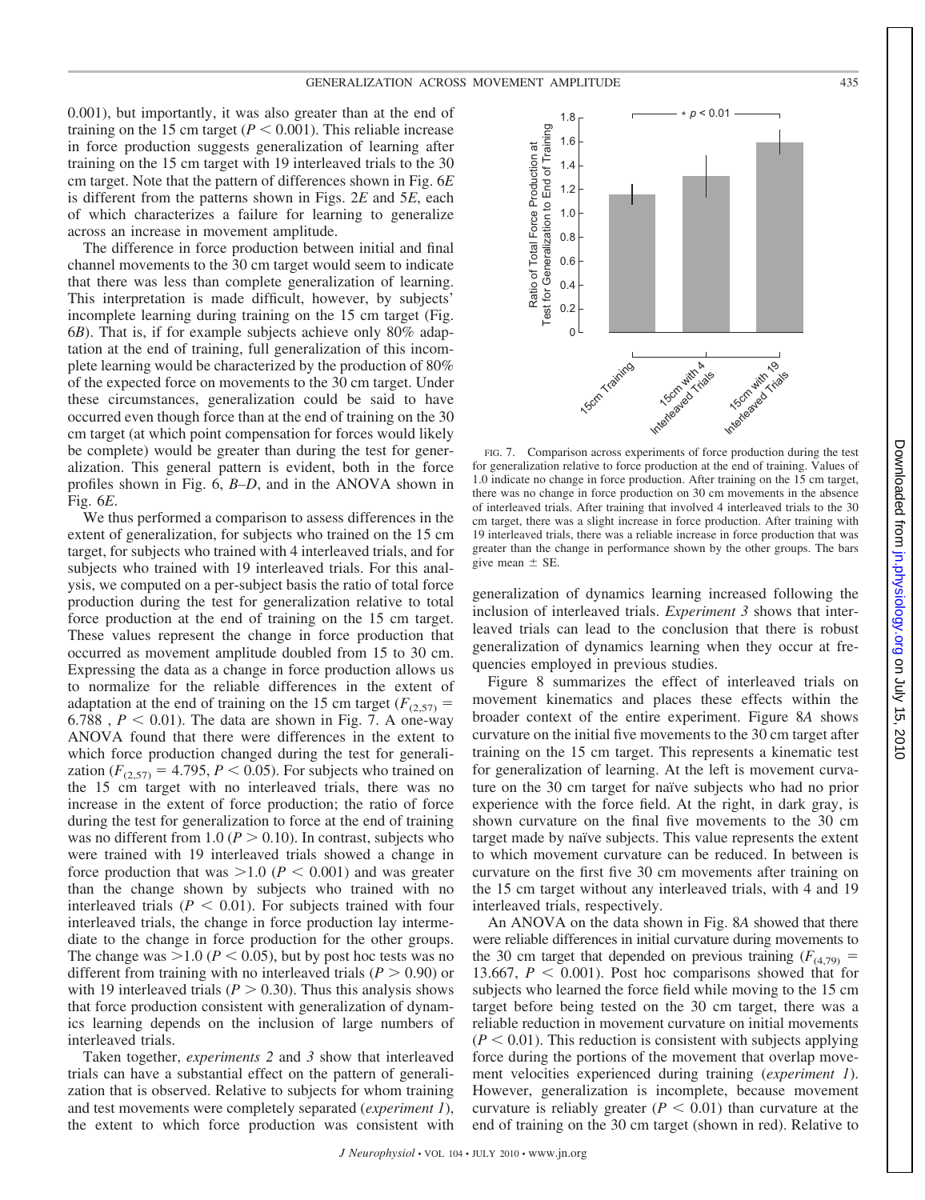0.001), but importantly, it was also greater than at the end of training on the 15 cm target ($P < 0.001$). This reliable increase in force production suggests generalization of learning after training on the 15 cm target with 19 interleaved trials to the 30 cm target. Note that the pattern of differences shown in Fig. 6*E* is different from the patterns shown in Figs. 2*E* and 5*E*, each of which characterizes a failure for learning to generalize across an increase in movement amplitude.

The difference in force production between initial and final channel movements to the 30 cm target would seem to indicate that there was less than complete generalization of learning. This interpretation is made difficult, however, by subjects' incomplete learning during training on the 15 cm target (Fig. 6*B*). That is, if for example subjects achieve only 80% adaptation at the end of training, full generalization of this incomplete learning would be characterized by the production of 80% of the expected force on movements to the 30 cm target. Under these circumstances, generalization could be said to have occurred even though force than at the end of training on the 30 cm target (at which point compensation for forces would likely be complete) would be greater than during the test for generalization. This general pattern is evident, both in the force profiles shown in Fig. 6, *B–D*, and in the ANOVA shown in Fig. 6*E*.

We thus performed a comparison to assess differences in the extent of generalization, for subjects who trained on the 15 cm target, for subjects who trained with 4 interleaved trials, and for subjects who trained with 19 interleaved trials. For this analysis, we computed on a per-subject basis the ratio of total force production during the test for generalization relative to total force production at the end of training on the 15 cm target. These values represent the change in force production that occurred as movement amplitude doubled from 15 to 30 cm. Expressing the data as a change in force production allows us to normalize for the reliable differences in the extent of adaptation at the end of training on the 15 cm target ($F_{(2,57)} = 6.788$ , $P < 0.01$). The data are shown in Fig. 7. A one-way ANOVA found that there were differences in the extent to which force production changed during the test for generalization ($F_{(2,57)} = 4.795$, $P < 0.05$). For subjects who trained on the 15 cm target with no interleaved trials, there was no increase in the extent of force production; the ratio of force during the test for generalization to force at the end of training was no different from 1.0 ($P > 0.10$). In contrast, subjects who were trained with 19 interleaved trials showed a change in force production that was $>1.0$ ($P < 0.001$) and was greater than the change shown by subjects who trained with no interleaved trials ($P < 0.01$). For subjects trained with four interleaved trials, the change in force production lay intermediate to the change in force production for the other groups. The change was $>1.0$ ($P < 0.05$), but by post hoc tests was no different from training with no interleaved trials ($P > 0.90$) or with 19 interleaved trials ($P > 0.30$). Thus this analysis shows that force production consistent with generalization of dynamics learning depends on the inclusion of large numbers of interleaved trials.

Taken together, *experiments 2* and *3* show that interleaved trials can have a substantial effect on the pattern of generalization that is observed. Relative to subjects for whom training and test movements were completely separated (*experiment 1*), the extent to which force production was consistent with generalization of dynamics learning increased following the inclusion of interleaved trials. *Experiment 3* shows that interleaved trials can lead to the conclusion that there is robust generalization of dynamics learning when they occur at frequencies employed in previous studies.

FIG. 7. Comparison across experiments of force production during the test for generalization relative to force production at the end of training. Values of 1.0 indicate no change in force production. After training on the 15 cm target, there was no change in force production on 30 cm movements in the absence of interleaved trials. After training that involved 4 interleaved trials to the 30 cm target, there was a slight increase in force production. After training with 19 interleaved trials, there was a reliable increase in force production that was greater than the change in performance shown by the other groups. The bars give mean ± SE.

Figure 8 summarizes the effect of interleaved trials on movement kinematics and places these effects within the broader context of the entire experiment. Figure 8*A* shows curvature on the initial five movements to the 30 cm target after training on the 15 cm target. This represents a kinematic test for generalization of learning. At the left is movement curvature on the 30 cm target for naïve subjects who had no prior experience with the force field. At the right, in dark gray, is shown curvature on the final five movements to the 30 cm target made by naïve subjects. This value represents the extent to which movement curvature can be reduced. In between is curvature on the first five 30 cm movements after training on the 15 cm target without any interleaved trials, with 4 and 19 interleaved trials, respectively.

An ANOVA on the data shown in Fig. 8*A* showed that there were reliable differences in initial curvature during movements to the 30 cm target that depended on previous training ($F_{(4,79)} = 13.667$, $P < 0.001$). Post hoc comparisons showed that for subjects who learned the force field while moving to the 15 cm target before being tested on the 30 cm target, there was a reliable reduction in movement curvature on initial movements ($P < 0.01$). This reduction is consistent with subjects applying force during the portions of the movement that overlap movement velocities experienced during training (*experiment 1*). However, generalization is incomplete, because movement curvature is reliably greater ($P < 0.01$) than curvature at the end of training on the 30 cm target (shown in red). Relative to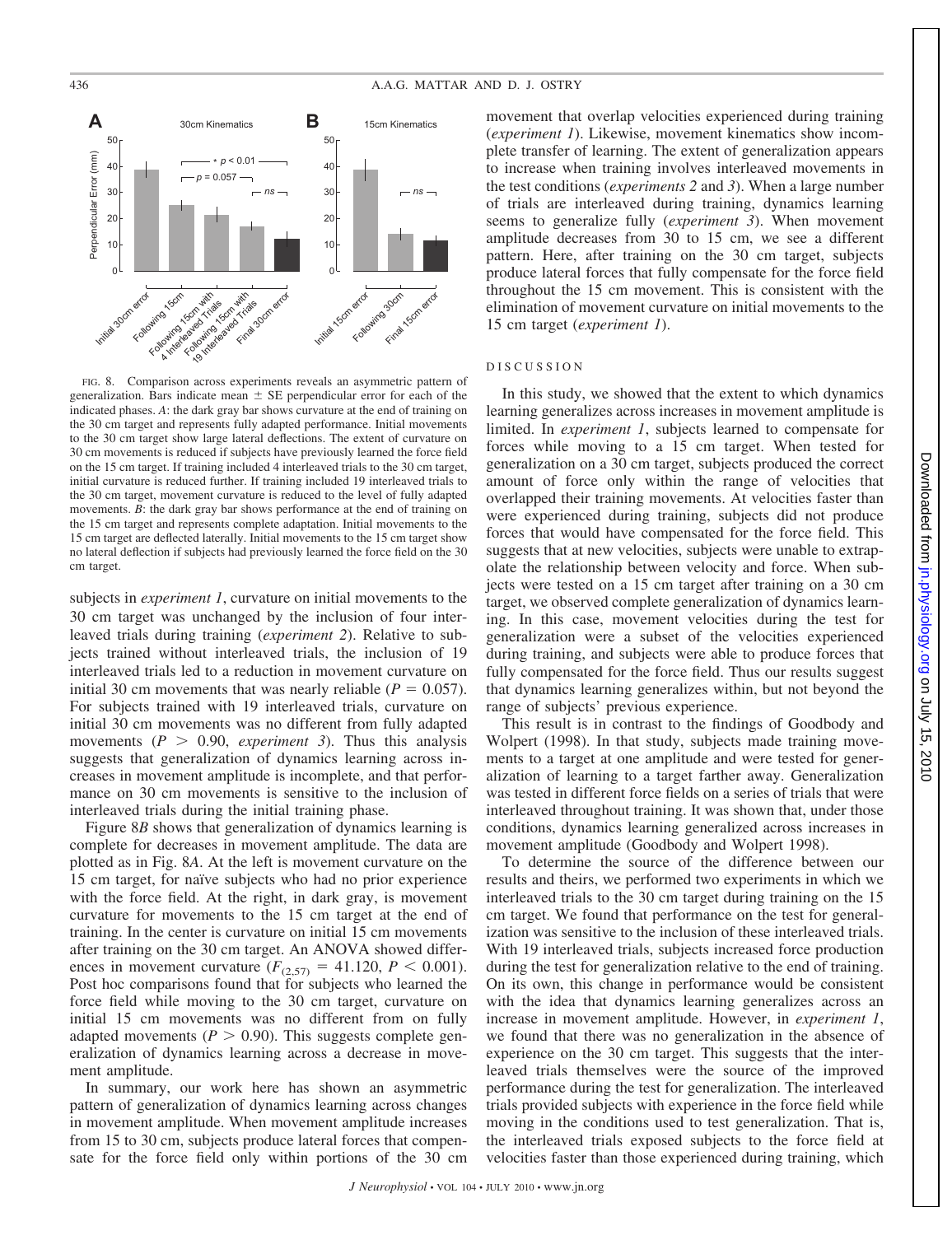FIG. 8. Comparison across experiments reveals an asymmetric pattern of generalization. Bars indicate mean ± SE perpendicular error for each of the indicated phases. *A*: the dark gray bar shows curvature at the end of training on the 30 cm target and represents fully adapted performance. Initial movements to the 30 cm target show large lateral deflections. The extent of curvature on 30 cm movements is reduced if subjects have previously learned the force field on the 15 cm target. If training included 4 interleaved trials to the 30 cm target, initial curvature is reduced further. If training included 19 interleaved trials to the 30 cm target, movement curvature is reduced to the level of fully adapted movements. *B*: the dark gray bar shows performance at the end of training on the 15 cm target and represents complete adaptation. Initial movements to the 15 cm target are deflected laterally. Initial movements to the 15 cm target show no lateral deflection if subjects had previously learned the force field on the 30 cm target.

subjects in *experiment 1*, curvature on initial movements to the 30 cm target was unchanged by the inclusion of four interleaved trials during training (*experiment 2*). Relative to subjects trained without interleaved trials, the inclusion of 19 interleaved trials led to a reduction in movement curvature on initial 30 cm movements that was nearly reliable ($P = 0.057$). For subjects trained with 19 interleaved trials, curvature on initial 30 cm movements was no different from fully adapted movements ($P > 0.90$, *experiment 3*). Thus this analysis suggests that generalization of dynamics learning across increases in movement amplitude is incomplete, and that performance on 30 cm movements is sensitive to the inclusion of interleaved trials during the initial training phase.

Figure 8*B* shows that generalization of dynamics learning is complete for decreases in movement amplitude. The data are plotted as in Fig. 8*A*. At the left is movement curvature on the 15 cm target, for naïve subjects who had no prior experience with the force field. At the right, in dark gray, is movement curvature for movements to the 15 cm target at the end of training. In the center is curvature on initial 15 cm movements after training on the 30 cm target. An ANOVA showed differences in movement curvature ($F_{(2,57)} = 41.120$, $P < 0.001$). Post hoc comparisons found that for subjects who learned the force field while moving to the 30 cm target, curvature on initial 15 cm movements was no different from on fully adapted movements ($P > 0.90$). This suggests complete generalization of dynamics learning across a decrease in movement amplitude.

In summary, our work here has shown an asymmetric pattern of generalization of dynamics learning across changes in movement amplitude. When movement amplitude increases from 15 to 30 cm, subjects produce lateral forces that compensate for the force field only within portions of the 30 cm movement that overlap velocities experienced during training (*experiment 1*). Likewise, movement kinematics show incomplete transfer of learning. The extent of generalization appears to increase when training involves interleaved movements in the test conditions (*experiments 2* and *3*). When a large number of trials are interleaved during training, dynamics learning seems to generalize fully (*experiment 3*). When movement amplitude decreases from 30 to 15 cm, we see a different pattern. Here, after training on the 30 cm target, subjects produce lateral forces that fully compensate for the force field throughout the 15 cm movement. This is consistent with the elimination of movement curvature on initial movements to the 15 cm target (*experiment 1*).

## DISCUSSION

In this study, we showed that the extent to which dynamics learning generalizes across increases in movement amplitude is limited. In *experiment 1*, subjects learned to compensate for forces while moving to a 15 cm target. When tested for generalization on a 30 cm target, subjects produced the correct amount of force only within the range of velocities that overlapped their training movements. At velocities faster than were experienced during training, subjects did not produce forces that would have compensated for the force field. This suggests that at new velocities, subjects were unable to extrapolate the relationship between velocity and force. When subjects were tested on a 15 cm target after training on a 30 cm target, we observed complete generalization of dynamics learning. In this case, movement velocities during the test for generalization were a subset of the velocities experienced during training, and subjects were able to produce forces that fully compensated for the force field. Thus our results suggest that dynamics learning generalizes within, but not beyond the range of subjects' previous experience.

This result is in contrast to the findings of Goodbody and Wolpert (1998). In that study, subjects made training movements to a target at one amplitude and were tested for generalization of learning to a target farther away. Generalization was tested in different force fields on a series of trials that were interleaved throughout training. It was shown that, under those conditions, dynamics learning generalized across increases in movement amplitude (Goodbody and Wolpert 1998).

To determine the source of the difference between our results and theirs, we performed two experiments in which we interleaved trials to the 30 cm target during training on the 15 cm target. We found that performance on the test for generalization was sensitive to the inclusion of these interleaved trials. With 19 interleaved trials, subjects increased force production during the test for generalization relative to the end of training. On its own, this change in performance would be consistent with the idea that dynamics learning generalizes across an increase in movement amplitude. However, in *experiment 1*, we found that there was no generalization in the absence of experience on the 30 cm target. This suggests that the interleaved trials themselves were the source of the improved performance during the test for generalization. The interleaved trials provided subjects with experience in the force field while moving in the conditions used to test generalization. That is, the interleaved trials exposed subjects to the force field at velocities faster than those experienced during training, which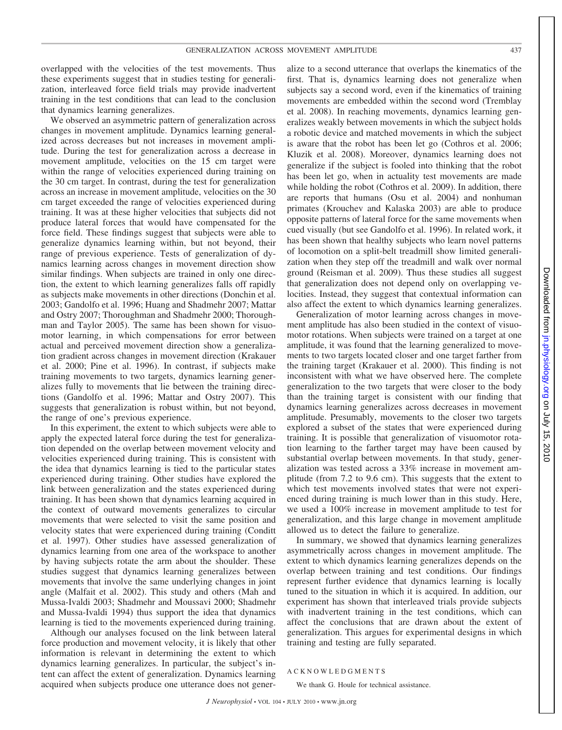overlapped with the velocities of the test movements. Thus these experiments suggest that in studies testing for generalization, interleaved force field trials may provide inadvertent training in the test conditions that can lead to the conclusion that dynamics learning generalizes.

We observed an asymmetric pattern of generalization across changes in movement amplitude. Dynamics learning generalized across decreases but not increases in movement amplitude. During the test for generalization across a decrease in movement amplitude, velocities on the 15 cm target were within the range of velocities experienced during training on the 30 cm target. In contrast, during the test for generalization across an increase in movement amplitude, velocities on the 30 cm target exceeded the range of velocities experienced during training. It was at these higher velocities that subjects did not produce lateral forces that would have compensated for the force field. These findings suggest that subjects were able to generalize dynamics learning within, but not beyond, their range of previous experience. Tests of generalization of dynamics learning across changes in movement direction show similar findings. When subjects are trained in only one direction, the extent to which learning generalizes falls off rapidly as subjects make movements in other directions (Donchin et al. 2003; Gandolfo et al. 1996; Huang and Shadmehr 2007; Mattar and Ostry 2007; Thoroughman and Shadmehr 2000; Thoroughman and Taylor 2005). The same has been shown for visuomotor learning, in which compensations for error between actual and perceived movement direction show a generalization gradient across changes in movement direction (Krakauer et al. 2000; Pine et al. 1996). In contrast, if subjects make training movements to two targets, dynamics learning generalizes fully to movements that lie between the training directions (Gandolfo et al. 1996; Mattar and Ostry 2007). This suggests that generalization is robust within, but not beyond, the range of one's previous experience.

In this experiment, the extent to which subjects were able to apply the expected lateral force during the test for generalization depended on the overlap between movement velocity and velocities experienced during training. This is consistent with the idea that dynamics learning is tied to the particular states experienced during training. Other studies have explored the link between generalization and the states experienced during training. It has been shown that dynamics learning acquired in the context of outward movements generalizes to circular movements that were selected to visit the same position and velocity states that were experienced during training (Conditt et al. 1997). Other studies have assessed generalization of dynamics learning from one area of the workspace to another by having subjects rotate the arm about the shoulder. These studies suggest that dynamics learning generalizes between movements that involve the same underlying changes in joint angle (Malfait et al. 2002). This study and others (Mah and Mussa-Ivaldi 2003; Shadmehr and Moussavi 2000; Shadmehr and Mussa-Ivaldi 1994) thus support the idea that dynamics learning is tied to the movements experienced during training.

Although our analyses focused on the link between lateral force production and movement velocity, it is likely that other information is relevant in determining the extent to which dynamics learning generalizes. In particular, the subject's intent can affect the extent of generalization. Dynamics learning acquired when subjects produce one utterance does not generalize to a second utterance that overlaps the kinematics of the first. That is, dynamics learning does not generalize when subjects say a second word, even if the kinematics of training movements are embedded within the second word (Tremblay et al. 2008). In reaching movements, dynamics learning generalizes weakly between movements in which the subject holds a robotic device and matched movements in which the subject is aware that the robot has been let go (Cothros et al. 2006; Kluzik et al. 2008). Moreover, dynamics learning does not generalize if the subject is fooled into thinking that the robot has been let go, when in actuality test movements are made while holding the robot (Cothros et al. 2009). In addition, there are reports that humans (Osu et al. 2004) and nonhuman primates (Krouchev and Kalaska 2003) are able to produce opposite patterns of lateral force for the same movements when cued visually (but see Gandolfo et al. 1996). In related work, it has been shown that healthy subjects who learn novel patterns of locomotion on a split-belt treadmill show limited generalization when they step off the treadmill and walk over normal ground (Reisman et al. 2009). Thus these studies all suggest that generalization does not depend only on overlapping velocities. Instead, they suggest that contextual information can also affect the extent to which dynamics learning generalizes.

Generalization of motor learning across changes in movement amplitude has also been studied in the context of visuomotor rotations. When subjects were trained on a target at one amplitude, it was found that the learning generalized to movements to two targets located closer and one target farther from the training target (Krakauer et al. 2000). This finding is not inconsistent with what we have observed here. The complete generalization to the two targets that were closer to the body than the training target is consistent with our finding that dynamics learning generalizes across decreases in movement amplitude. Presumably, movements to the closer two targets explored a subset of the states that were experienced during training. It is possible that generalization of visuomotor rotation learning to the farther target may have been caused by substantial overlap between movements. In that study, generalization was tested across a 33% increase in movement amplitude (from 7.2 to 9.6 cm). This suggests that the extent to which test movements involved states that were not experienced during training is much lower than in this study. Here, we used a 100% increase in movement amplitude to test for generalization, and this large change in movement amplitude allowed us to detect the failure to generalize.

In summary, we showed that dynamics learning generalizes asymmetrically across changes in movement amplitude. The extent to which dynamics learning generalizes depends on the overlap between training and test conditions. Our findings represent further evidence that dynamics learning is locally tuned to the situation in which it is acquired. In addition, our experiment has shown that interleaved trials provide subjects with inadvertent training in the test conditions, which can affect the conclusions that are drawn about the extent of generalization. This argues for experimental designs in which training and testing are fully separated.

## ACKNOWLEDGMENTS

We thank G. Houle for technical assistance.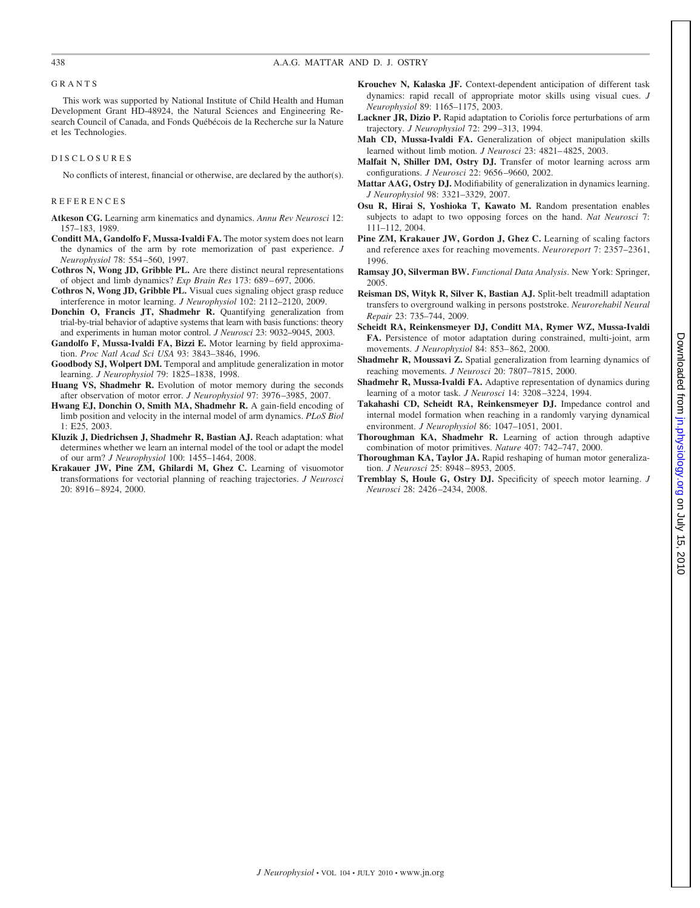## GRANTS

This work was supported by National Institute of Child Health and Human Development Grant HD-48924, the Natural Sciences and Engineering Research Council of Canada, and Fonds Québécois de la Recherche sur la Nature et les Technologies.

## DISCLOSURES

No conflicts of interest, financial or otherwise, are declared by the author(s).

## REFERENCES

**Atkeson CG.** Learning arm kinematics and dynamics. *Annu Rev Neurosci* 12: 157–183, 1989.

**Conditt MA, Gandolfo F, Mussa-Ivaldi FA.** The motor system does not learn the dynamics of the arm by rote memorization of past experience. *J Neurophysiol* 78: 554–560, 1997.

**Cothros N, Wong JD, Gribble PL.** Are there distinct neural representations of object and limb dynamics? *Exp Brain Res* 173: 689–697, 2006.

**Cothros N, Wong JD, Gribble PL.** Visual cues signaling object grasp reduce interference in motor learning. *J Neurophysiol* 102: 2112–2120, 2009.

**Donchin O, Francis JT, Shadmehr R.** Quantifying generalization from trial-by-trial behavior of adaptive systems that learn with basis functions: theory and experiments in human motor control. *J Neurosci* 23: 9032–9045, 2003.

**Gandolfo F, Mussa-Ivaldi FA, Bizzi E.** Motor learning by field approximation. *Proc Natl Acad Sci USA* 93: 3843–3846, 1996.

**Goodbody SJ, Wolpert DM.** Temporal and amplitude generalization in motor learning. *J Neurophysiol* 79: 1825–1838, 1998.

**Huang VS, Shadmehr R.** Evolution of motor memory during the seconds after observation of motor error. *J Neurophysiol* 97: 3976–3985, 2007.

**Hwang EJ, Donchin O, Smith MA, Shadmehr R.** A gain-field encoding of limb position and velocity in the internal model of arm dynamics. *PLoS Biol* 1: E25, 2003.

**Kluzik J, Diedrichsen J, Shadmehr R, Bastian AJ.** Reach adaptation: what determines whether we learn an internal model of the tool or adapt the model of our arm? *J Neurophysiol* 100: 1455–1464, 2008.

**Krakauer JW, Pine ZM, Ghilardi M, Ghez C.** Learning of visuomotor transformations for vectorial planning of reaching trajectories. *J Neurosci* 20: 8916–8924, 2000.

**Krouchev N, Kalaska JF.** Context-dependent anticipation of different task dynamics: rapid recall of appropriate motor skills using visual cues. *J Neurophysiol* 89: 1165–1175, 2003.

**Lackner JR, Dizio P.** Rapid adaptation to Coriolis force perturbations of arm trajectory. *J Neurophysiol* 72: 299–313, 1994.

**Mah CD, Mussa-Ivaldi FA.** Generalization of object manipulation skills learned without limb motion. *J Neurosci* 23: 4821–4825, 2003.

**Malfait N, Shiller DM, Ostry DJ.** Transfer of motor learning across arm configurations. *J Neurosci* 22: 9656–9660, 2002.

**Mattar AAG, Ostry DJ.** Modifiability of generalization in dynamics learning. *J Neurophysiol* 98: 3321–3329, 2007.

**Osu R, Hirai S, Yoshioka T, Kawato M.** Random presentation enables subjects to adapt to two opposing forces on the hand. *Nat Neurosci* 7: 111–112, 2004.

**Pine ZM, Krakauer JW, Gordon J, Ghez C.** Learning of scaling factors and reference axes for reaching movements. *Neuroreport* 7: 2357–2361, 1996.

**Ramsay JO, Silverman BW.** *Functional Data Analysis*. New York: Springer, 2005.

**Reisman DS, Wityk R, Silver K, Bastian AJ.** Split-belt treadmill adaptation transfers to overground walking in persons poststroke. *Neurorehabil Neural Repair* 23: 735–744, 2009.

**Scheidt RA, Reinkensmeyer DJ, Conditt MA, Rymer WZ, Mussa-Ivaldi FA.** Persistence of motor adaptation during constrained, multi-joint, arm movements. *J Neurophysiol* 84: 853–862, 2000.

**Shadmehr R, Moussavi Z.** Spatial generalization from learning dynamics of reaching movements. *J Neurosci* 20: 7807–7815, 2000.

**Shadmehr R, Mussa-Ivaldi FA.** Adaptive representation of dynamics during learning of a motor task. *J Neurosci* 14: 3208–3224, 1994.

**Takahashi CD, Scheidt RA, Reinkensmeyer DJ.** Impedance control and internal model formation when reaching in a randomly varying dynamical environment. *J Neurophysiol* 86: 1047–1051, 2001.

**Thoroughman KA, Shadmehr R.** Learning of action through adaptive combination of motor primitives. *Nature* 407: 742–747, 2000.

**Thoroughman KA, Taylor JA.** Rapid reshaping of human motor generalization. *J Neurosci* 25: 8948–8953, 2005.

**Tremblay S, Houle G, Ostry DJ.** Specificity of speech motor learning. *J Neurosci* 28: 2426–2434, 2008.